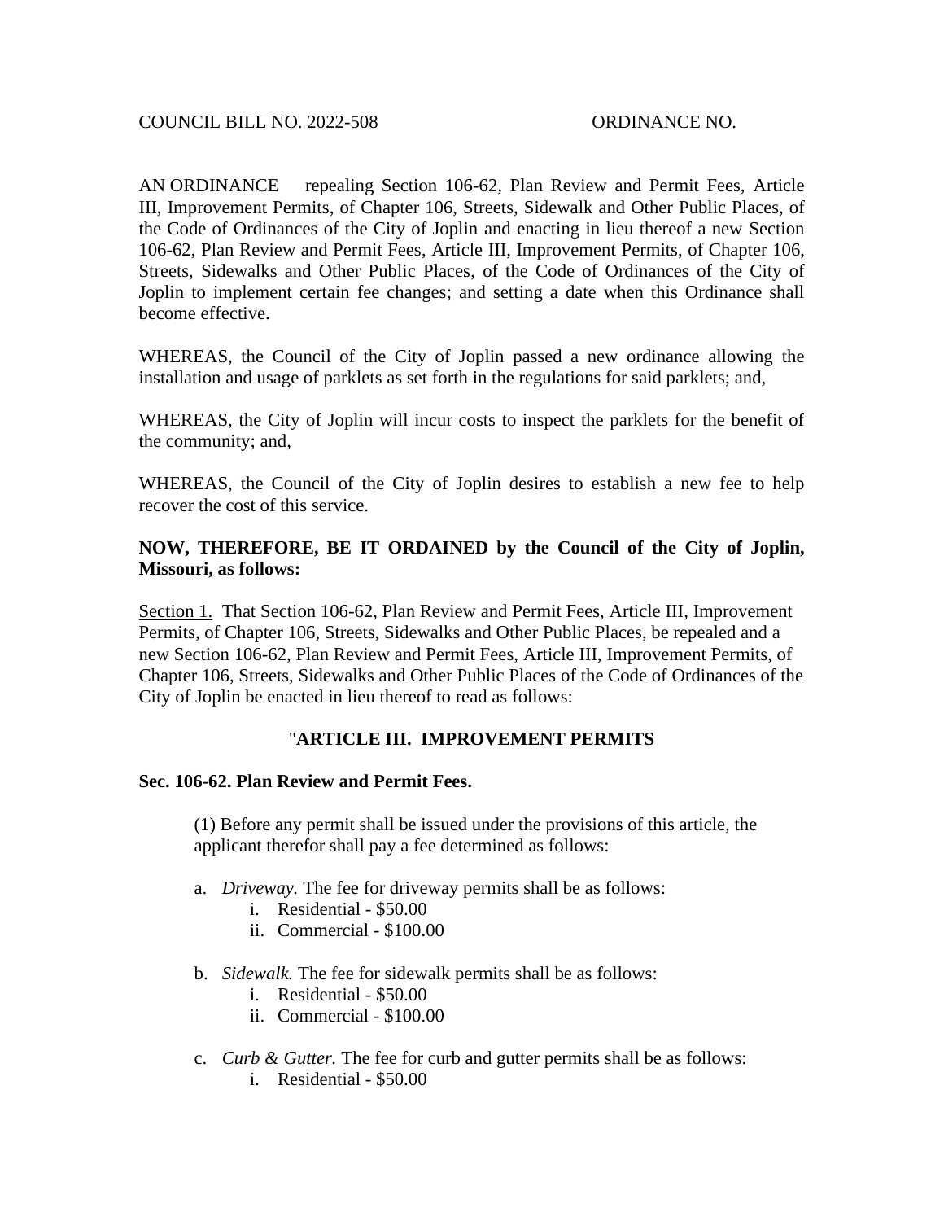COUNCIL BILL NO. 2022-508 ORDINANCE NO.

AN ORDINANCE repealing Section 106-62, Plan Review and Permit Fees, Article III, Improvement Permits, of Chapter 106, Streets, Sidewalk and Other Public Places, of the Code of Ordinances of the City of Joplin and enacting in lieu thereof a new Section 106-62, Plan Review and Permit Fees, Article III, Improvement Permits, of Chapter 106, Streets, Sidewalks and Other Public Places, of the Code of Ordinances of the City of Joplin to implement certain fee changes; and setting a date when this Ordinance shall become effective.

WHEREAS, the Council of the City of Joplin passed a new ordinance allowing the installation and usage of parklets as set forth in the regulations for said parklets; and,

WHEREAS, the City of Joplin will incur costs to inspect the parklets for the benefit of the community; and,

WHEREAS, the Council of the City of Joplin desires to establish a new fee to help recover the cost of this service.

**NOW, THEREFORE, BE IT ORDAINED by the Council of the City of Joplin, Missouri, as follows:**

Section 1. That Section 106-62, Plan Review and Permit Fees, Article III, Improvement Permits, of Chapter 106, Streets, Sidewalks and Other Public Places, be repealed and a new Section 106-62, Plan Review and Permit Fees, Article III, Improvement Permits, of Chapter 106, Streets, Sidewalks and Other Public Places of the Code of Ordinances of the City of Joplin be enacted in lieu thereof to read as follows:

"**ARTICLE III. IMPROVEMENT PERMITS**

**Sec. 106-62. Plan Review and Permit Fees.**

(1) Before any permit shall be issued under the provisions of this article, the applicant therefor shall pay a fee determined as follows:

a. *Driveway.* The fee for driveway permits shall be as follows:
   i. Residential - $50.00
   ii. Commercial - $100.00

b. *Sidewalk.* The fee for sidewalk permits shall be as follows:
   i. Residential - $50.00
   ii. Commercial - $100.00

c. *Curb & Gutter.* The fee for curb and gutter permits shall be as follows:
   i. Residential - $50.00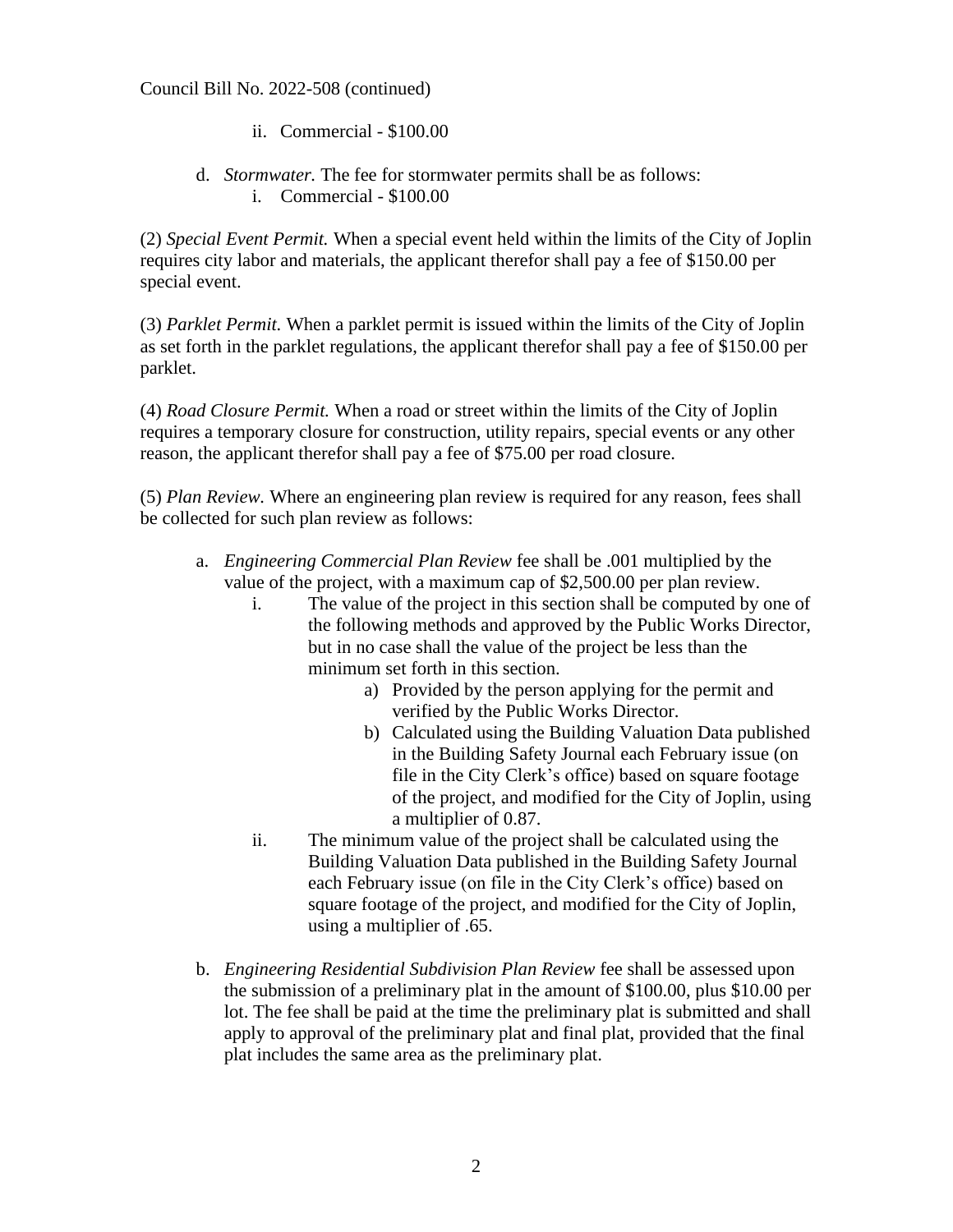Council Bill No. 2022-508 (continued)

ii. Commercial - $100.00

d. *Stormwater.* The fee for stormwater permits shall be as follows:

i. Commercial - $100.00

(2) *Special Event Permit.* When a special event held within the limits of the City of Joplin requires city labor and materials, the applicant therefor shall pay a fee of $150.00 per special event.

(3) *Parklet Permit.* When a parklet permit is issued within the limits of the City of Joplin as set forth in the parklet regulations, the applicant therefor shall pay a fee of $150.00 per parklet.

(4) *Road Closure Permit.* When a road or street within the limits of the City of Joplin requires a temporary closure for construction, utility repairs, special events or any other reason, the applicant therefor shall pay a fee of $75.00 per road closure.

(5) *Plan Review.* Where an engineering plan review is required for any reason, fees shall be collected for such plan review as follows:

a. *Engineering Commercial Plan Review* fee shall be .001 multiplied by the value of the project, with a maximum cap of $2,500.00 per plan review.

i. The value of the project in this section shall be computed by one of the following methods and approved by the Public Works Director, but in no case shall the value of the project be less than the minimum set forth in this section.

a) Provided by the person applying for the permit and verified by the Public Works Director.

b) Calculated using the Building Valuation Data published in the Building Safety Journal each February issue (on file in the City Clerk's office) based on square footage of the project, and modified for the City of Joplin, using a multiplier of 0.87.

ii. The minimum value of the project shall be calculated using the Building Valuation Data published in the Building Safety Journal each February issue (on file in the City Clerk's office) based on square footage of the project, and modified for the City of Joplin, using a multiplier of .65.

b. *Engineering Residential Subdivision Plan Review* fee shall be assessed upon the submission of a preliminary plat in the amount of $100.00, plus $10.00 per lot. The fee shall be paid at the time the preliminary plat is submitted and shall apply to approval of the preliminary plat and final plat, provided that the final plat includes the same area as the preliminary plat.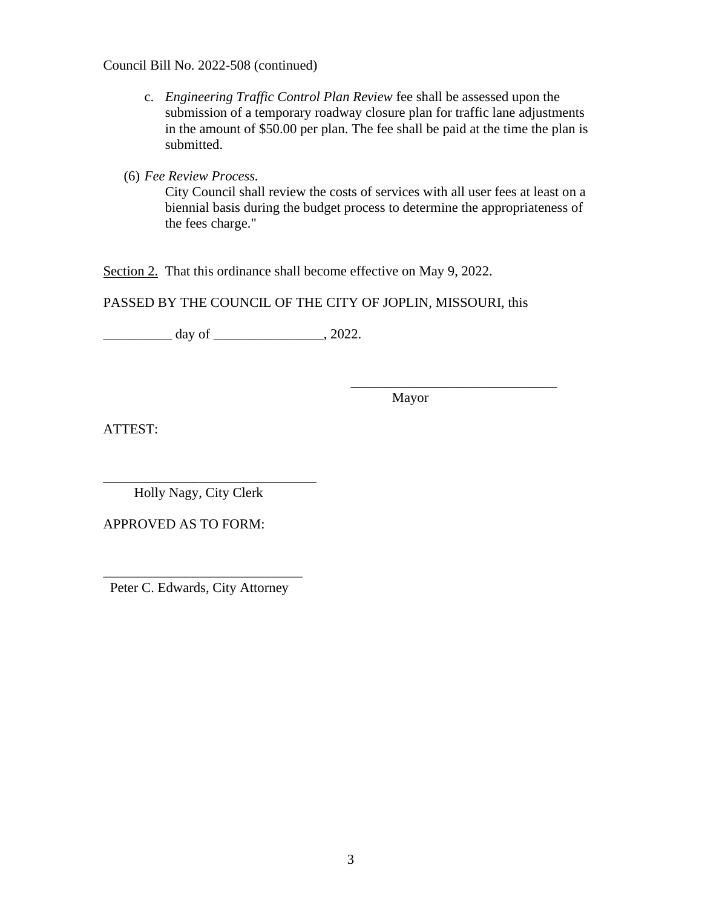Council Bill No. 2022-508 (continued)

c. *Engineering Traffic Control Plan Review* fee shall be assessed upon the submission of a temporary roadway closure plan for traffic lane adjustments in the amount of $50.00 per plan. The fee shall be paid at the time the plan is submitted.

(6) *Fee Review Process.*

City Council shall review the costs of services with all user fees at least on a biennial basis during the budget process to determine the appropriateness of the fees charge."

Section 2. That this ordinance shall become effective on May 9, 2022.

PASSED BY THE COUNCIL OF THE CITY OF JOPLIN, MISSOURI, this

__________ day of ________________, 2022.

______________________________
Mayor

ATTEST:

_______________________________
Holly Nagy, City Clerk

APPROVED AS TO FORM:

_____________________________
Peter C. Edwards, City Attorney